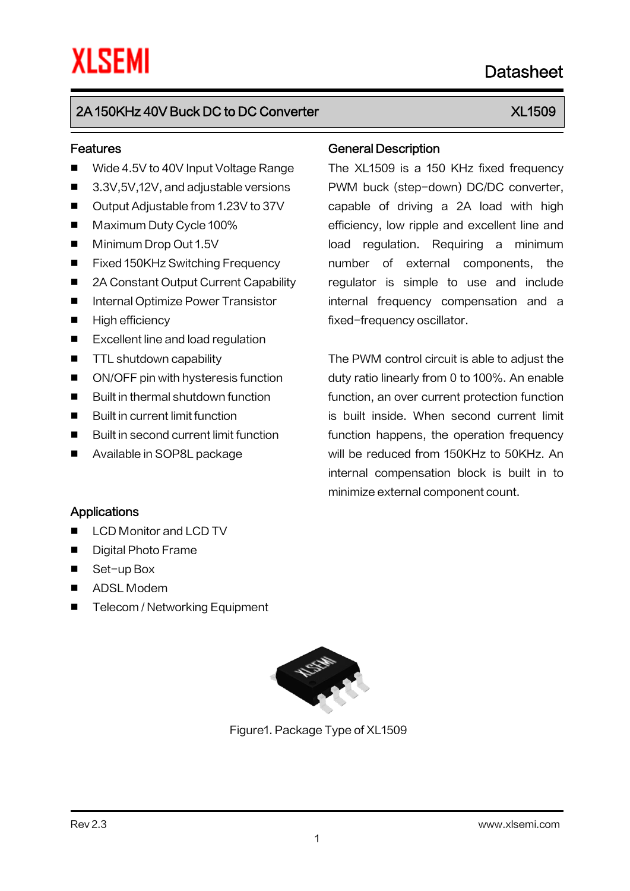XLSEMI

Datasheet

## 2A 150KHz 40V Buck DC to DC Converter — XL1509

### Features

- Wide 4.5V to 40V Input Voltage Range
- 3.3V,5V,12V, and adjustable versions
- Output Adjustable from 1.23V to 37V
- Maximum Duty Cycle 100%
- Minimum Drop Out 1.5V
- Fixed 150KHz Switching Frequency
- 2A Constant Output Current Capability
- Internal Optimize Power Transistor
- High efficiency
- Excellent line and load regulation
- TTL shutdown capability
- ON/OFF pin with hysteresis function
- Built in thermal shutdown function
- Built in current limit function
- Built in second current limit function
- Available in SOP8L package

### Applications

- LCD Monitor and LCD TV
- Digital Photo Frame
- Set-up Box
- ADSL Modem
- Telecom / Networking Equipment

### General Description

The XL1509 is a 150 KHz fixed frequency PWM buck (step-down) DC/DC converter, capable of driving a 2A load with high efficiency, low ripple and excellent line and load regulation. Requiring a minimum number of external components, the regulator is simple to use and include internal frequency compensation and a fixed-frequency oscillator.

The PWM control circuit is able to adjust the duty ratio linearly from 0 to 100%. An enable function, an over current protection function is built inside. When second current limit function happens, the operation frequency will be reduced from 150KHz to 50KHz. An internal compensation block is built in to minimize external component count.

Figure1. Package Type of XL1509

Rev 2.3 www.xlsemi.com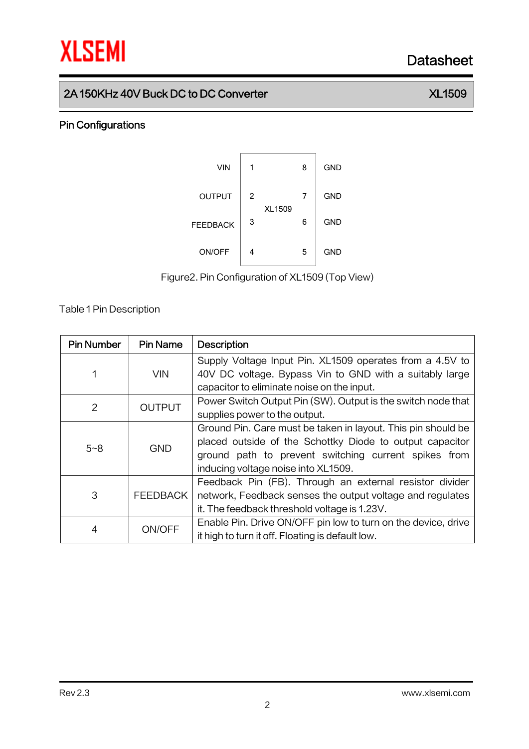## Pin Configurations

| | | | |
|---|---|---|---|
| VIN | 1 | 8 | GND |
| OUTPUT | 2 | 7 | GND |
| FEEDBACK | 3 | 6 | GND |
| ON/OFF | 4 | 5 | GND |

XL1509

Figure2. Pin Configuration of XL1509 (Top View)

Table 1 Pin Description

| Pin Number | Pin Name | Description |
|---|---|---|
| 1 | VIN | Supply Voltage Input Pin. XL1509 operates from a 4.5V to 40V DC voltage. Bypass Vin to GND with a suitably large capacitor to eliminate noise on the input. |
| 2 | OUTPUT | Power Switch Output Pin (SW). Output is the switch node that supplies power to the output. |
| 5~8 | GND | Ground Pin. Care must be taken in layout. This pin should be placed outside of the Schottky Diode to output capacitor ground path to prevent switching current spikes from inducing voltage noise into XL1509. |
| 3 | FEEDBACK | Feedback Pin (FB). Through an external resistor divider network, Feedback senses the output voltage and regulates it. The feedback threshold voltage is 1.23V. |
| 4 | ON/OFF | Enable Pin. Drive ON/OFF pin low to turn on the device, drive it high to turn it off. Floating is default low. |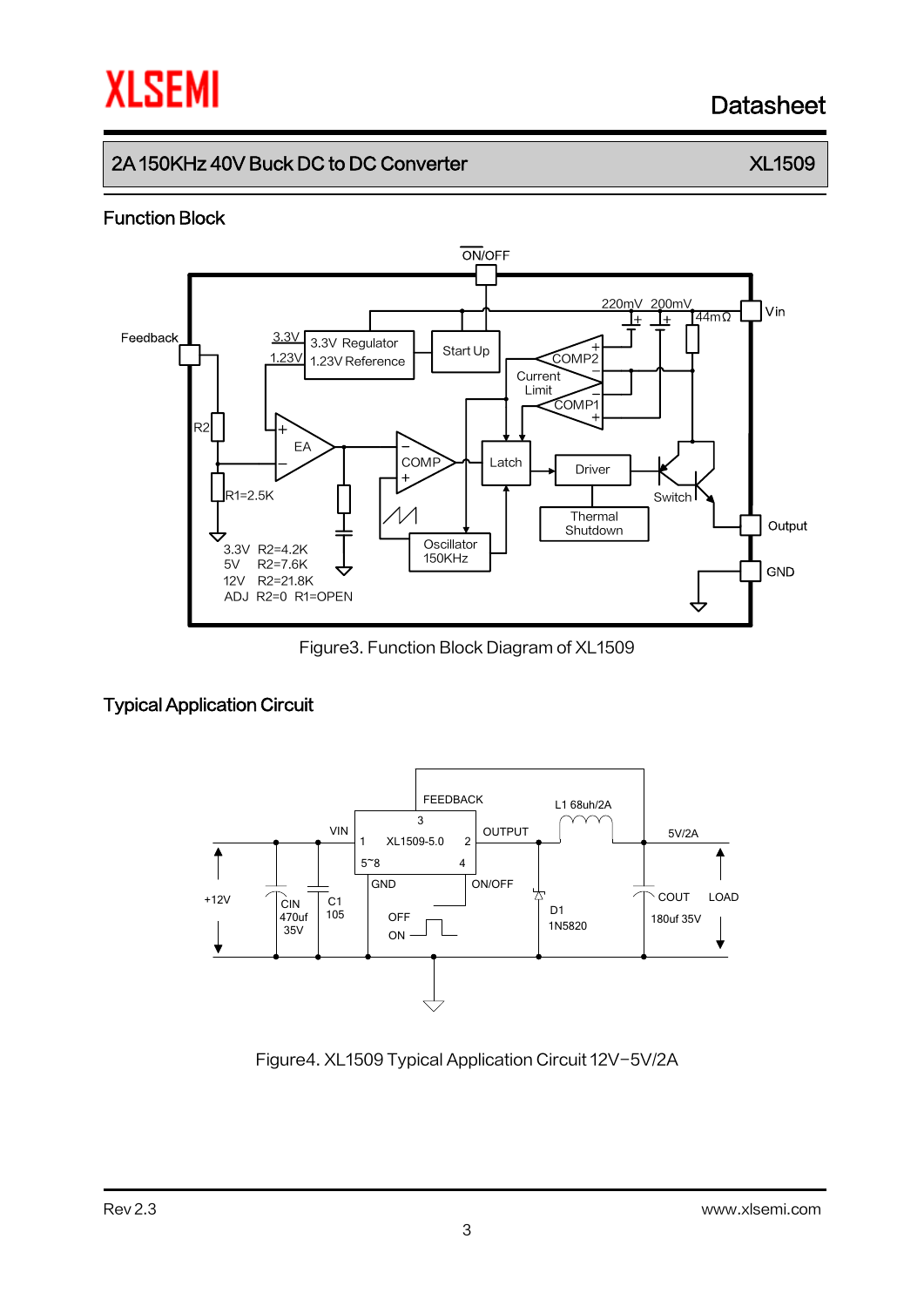## Function Block

Figure3. Function Block Diagram of XL1509

## Typical Application Circuit

Figure4. XL1509 Typical Application Circuit 12V−5V/2A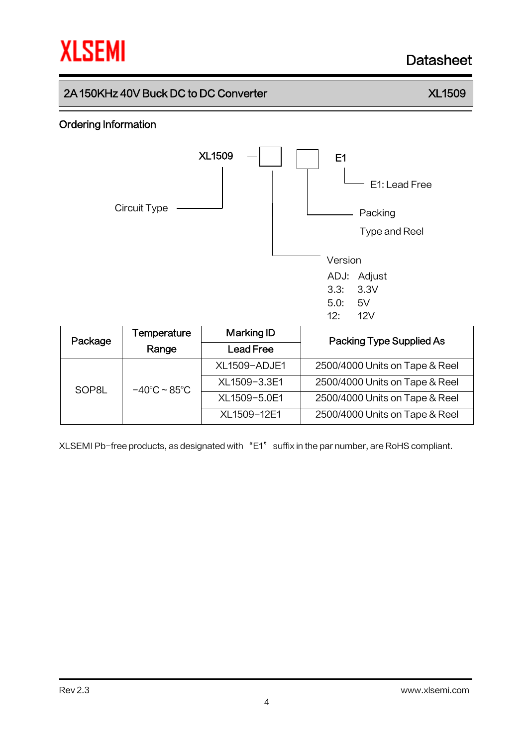## Ordering Information

XL1509 — [ ] [ ] E1

- Circuit Type
- Version
  - ADJ: Adjust
  - 3.3: 3.3V
  - 5.0: 5V
  - 12: 12V
- Packing Type and Reel
- E1: Lead Free

| Package | Temperature Range | Marking ID Lead Free | Packing Type Supplied As |
|---|---|---|---|
| SOP8L | -40°C ~ 85°C | XL1509-ADJE1 | 2500/4000 Units on Tape & Reel |
| | | XL1509-3.3E1 | 2500/4000 Units on Tape & Reel |
| | | XL1509-5.0E1 | 2500/4000 Units on Tape & Reel |
| | | XL1509-12E1 | 2500/4000 Units on Tape & Reel |

XLSEMI Pb-free products, as designated with "E1" suffix in the par number, are RoHS compliant.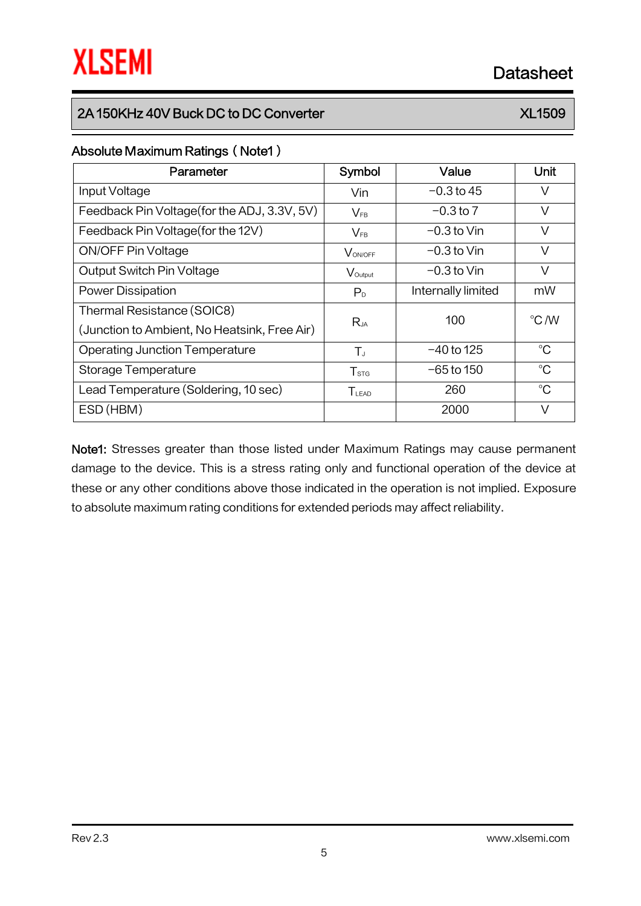## Absolute Maximum Ratings（Note1）

| Parameter | Symbol | Value | Unit |
|---|---|---|---|
| Input Voltage | Vin | -0.3 to 45 | V |
| Feedback Pin Voltage(for the ADJ, 3.3V, 5V) | $V_{FB}$ | -0.3 to 7 | V |
| Feedback Pin Voltage(for the 12V) | $V_{FB}$ | -0.3 to Vin | V |
| ON/OFF Pin Voltage | $V_{ON/OFF}$ | -0.3 to Vin | V |
| Output Switch Pin Voltage | $V_{Output}$ | -0.3 to Vin | V |
| Power Dissipation | $P_D$ | Internally limited | mW |
| Thermal Resistance (SOIC8) (Junction to Ambient, No Heatsink, Free Air) | $R_{JA}$ | 100 | °C /W |
| Operating Junction Temperature | $T_J$ | -40 to 125 | °C |
| Storage Temperature | $T_{STG}$ | -65 to 150 | °C |
| Lead Temperature (Soldering, 10 sec) | $T_{LEAD}$ | 260 | °C |
| ESD (HBM) | | 2000 | V |

**Note1:** Stresses greater than those listed under Maximum Ratings may cause permanent damage to the device. This is a stress rating only and functional operation of the device at these or any other conditions above those indicated in the operation is not implied. Exposure to absolute maximum rating conditions for extended periods may affect reliability.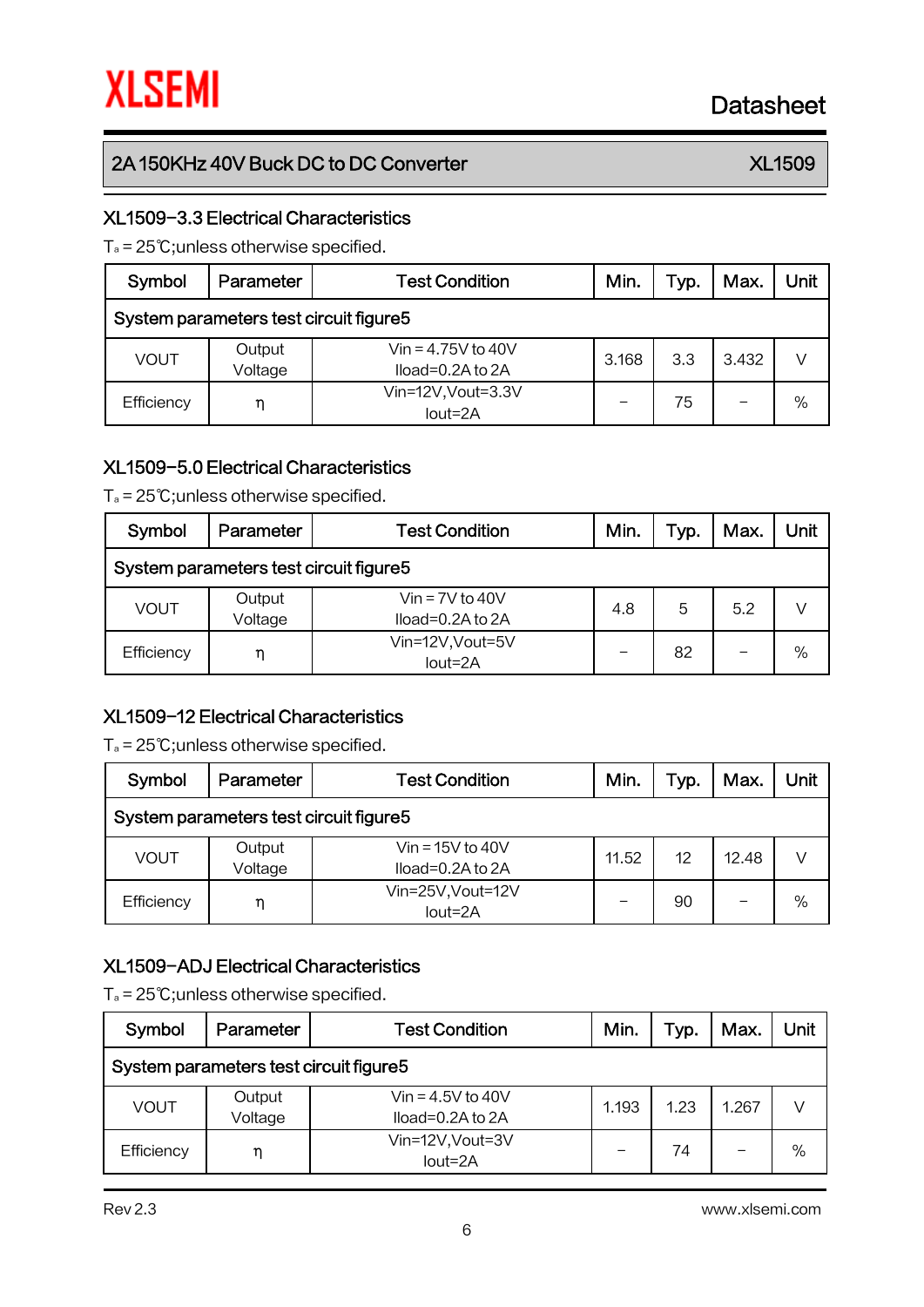## XL1509-3.3 Electrical Characteristics

$T_a$ = 25℃;unless otherwise specified.

| Symbol | Parameter | Test Condition | Min. | Typ. | Max. | Unit |
|---|---|---|---|---|---|---|
| System parameters test circuit figure5 | | | | | | |
| VOUT | Output Voltage | Vin = 4.75V to 40V Iload=0.2A to 2A | 3.168 | 3.3 | 3.432 | V |
| Efficiency | η | Vin=12V,Vout=3.3V Iout=2A | – | 75 | – | % |

## XL1509-5.0 Electrical Characteristics

$T_a$ = 25℃;unless otherwise specified.

| Symbol | Parameter | Test Condition | Min. | Typ. | Max. | Unit |
|---|---|---|---|---|---|---|
| System parameters test circuit figure5 | | | | | | |
| VOUT | Output Voltage | Vin = 7V to 40V Iload=0.2A to 2A | 4.8 | 5 | 5.2 | V |
| Efficiency | η | Vin=12V,Vout=5V Iout=2A | – | 82 | – | % |

## XL1509-12 Electrical Characteristics

$T_a$ = 25℃;unless otherwise specified.

| Symbol | Parameter | Test Condition | Min. | Typ. | Max. | Unit |
|---|---|---|---|---|---|---|
| System parameters test circuit figure5 | | | | | | |
| VOUT | Output Voltage | Vin = 15V to 40V Iload=0.2A to 2A | 11.52 | 12 | 12.48 | V |
| Efficiency | η | Vin=25V,Vout=12V Iout=2A | – | 90 | – | % |

## XL1509-ADJ Electrical Characteristics

$T_a$ = 25℃;unless otherwise specified.

| Symbol | Parameter | Test Condition | Min. | Typ. | Max. | Unit |
|---|---|---|---|---|---|---|
| System parameters test circuit figure5 | | | | | | |
| VOUT | Output Voltage | Vin = 4.5V to 40V Iload=0.2A to 2A | 1.193 | 1.23 | 1.267 | V |
| Efficiency | η | Vin=12V,Vout=3V Iout=2A | – | 74 | – | % |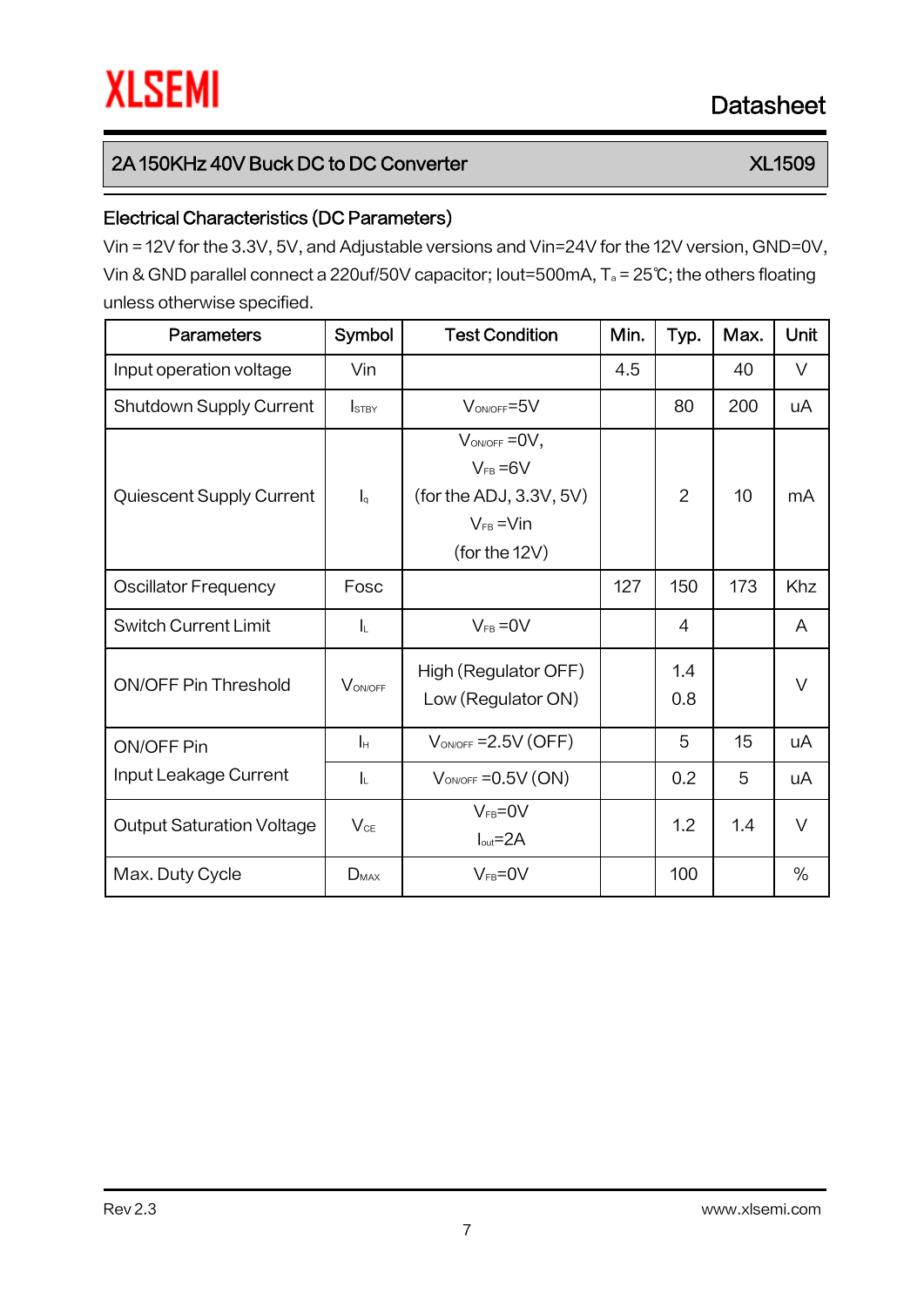## Electrical Characteristics (DC Parameters)

Vin = 12V for the 3.3V, 5V, and Adjustable versions and Vin=24V for the 12V version, GND=0V, Vin & GND parallel connect a 220uf/50V capacitor; Iout=500mA, $T_a$ = 25℃; the others floating unless otherwise specified.

| Parameters | Symbol | Test Condition | Min. | Typ. | Max. | Unit |
|---|---|---|---|---|---|---|
| Input operation voltage | Vin | | 4.5 | | 40 | V |
| Shutdown Supply Current | $I_{STBY}$ | $V_{ON/OFF}$=5V | | 80 | 200 | uA |
| Quiescent Supply Current | $I_q$ | $V_{ON/OFF}$ =0V, $V_{FB}$ =6V (for the ADJ, 3.3V, 5V) $V_{FB}$ =Vin (for the 12V) | | 2 | 10 | mA |
| Oscillator Frequency | Fosc | | 127 | 150 | 173 | Khz |
| Switch Current Limit | $I_L$ | $V_{FB}$ =0V | | 4 | | A |
| ON/OFF Pin Threshold | $V_{ON/OFF}$ | High (Regulator OFF) Low (Regulator ON) | | 1.4 0.8 | | V |
| ON/OFF Pin Input Leakage Current | $I_H$ | $V_{ON/OFF}$ =2.5V (OFF) | | 5 | 15 | uA |
| | $I_L$ | $V_{ON/OFF}$ =0.5V (ON) | | 0.2 | 5 | uA |
| Output Saturation Voltage | $V_{CE}$ | $V_{FB}$=0V $I_{out}$=2A | | 1.2 | 1.4 | V |
| Max. Duty Cycle | $D_{MAX}$ | $V_{FB}$=0V | | 100 | | % |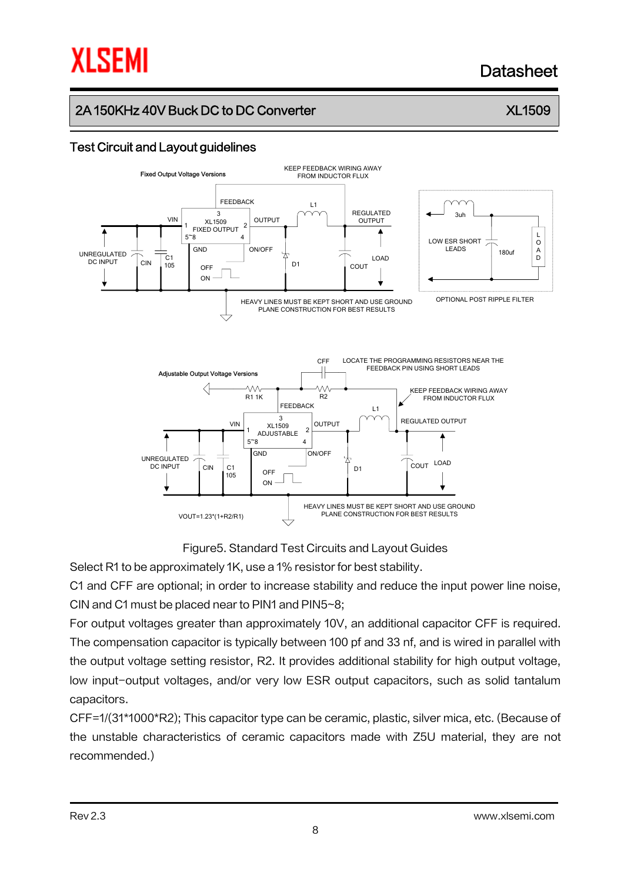## Test Circuit and Layout guidelines

Figure5. Standard Test Circuits and Layout Guides

Select R1 to be approximately 1K, use a 1% resistor for best stability.

C1 and CFF are optional; in order to increase stability and reduce the input power line noise, CIN and C1 must be placed near to PIN1 and PIN5~8;

For output voltages greater than approximately 10V, an additional capacitor CFF is required. The compensation capacitor is typically between 100 pf and 33 nf, and is wired in parallel with the output voltage setting resistor, R2. It provides additional stability for high output voltage, low input−output voltages, and/or very low ESR output capacitors, such as solid tantalum capacitors.

CFF=1/(31*1000*R2); This capacitor type can be ceramic, plastic, silver mica, etc. (Because of the unstable characteristics of ceramic capacitors made with Z5U material, they are not recommended.)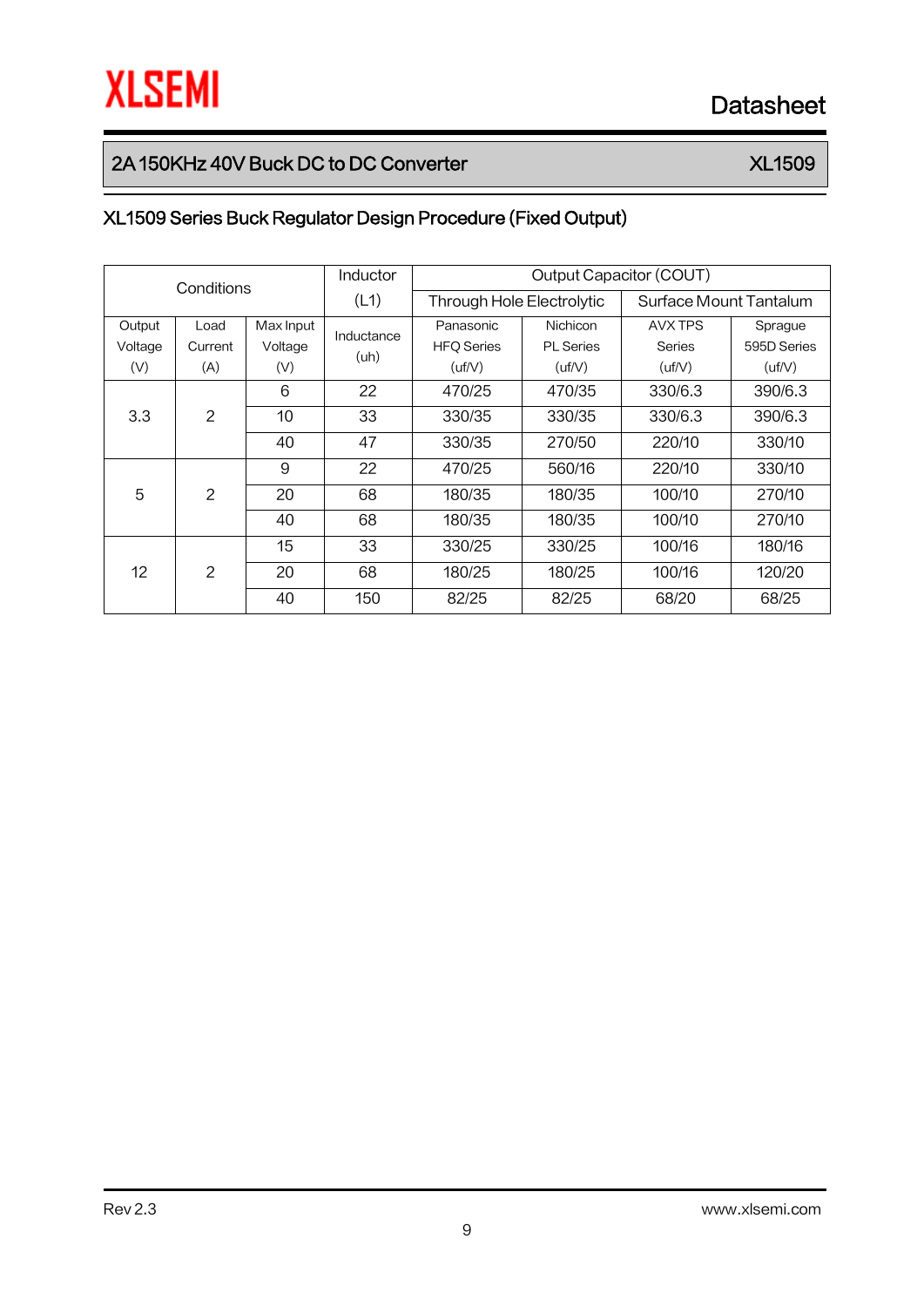## XL1509 Series Buck Regulator Design Procedure (Fixed Output)

| Conditions | | | Inductor (L1) | Output Capacitor (COUT) | | | |
|---|---|---|---|---|---|---|---|
| | | | | Through Hole Electrolytic | | Surface Mount Tantalum | |
| Output Voltage (V) | Load Current (A) | Max Input Voltage (V) | Inductance (uh) | Panasonic HFQ Series (uf/V) | Nichicon PL Series (uf/V) | AVX TPS Series (uf/V) | Sprague 595D Series (uf/V) |
| 3.3 | 2 | 6 | 22 | 470/25 | 470/35 | 330/6.3 | 390/6.3 |
| | | 10 | 33 | 330/35 | 330/35 | 330/6.3 | 390/6.3 |
| | | 40 | 47 | 330/35 | 270/50 | 220/10 | 330/10 |
| 5 | 2 | 9 | 22 | 470/25 | 560/16 | 220/10 | 330/10 |
| | | 20 | 68 | 180/35 | 180/35 | 100/10 | 270/10 |
| | | 40 | 68 | 180/35 | 180/35 | 100/10 | 270/10 |
| 12 | 2 | 15 | 33 | 330/25 | 330/25 | 100/16 | 180/16 |
| | | 20 | 68 | 180/25 | 180/25 | 100/16 | 120/20 |
| | | 40 | 150 | 82/25 | 82/25 | 68/20 | 68/25 |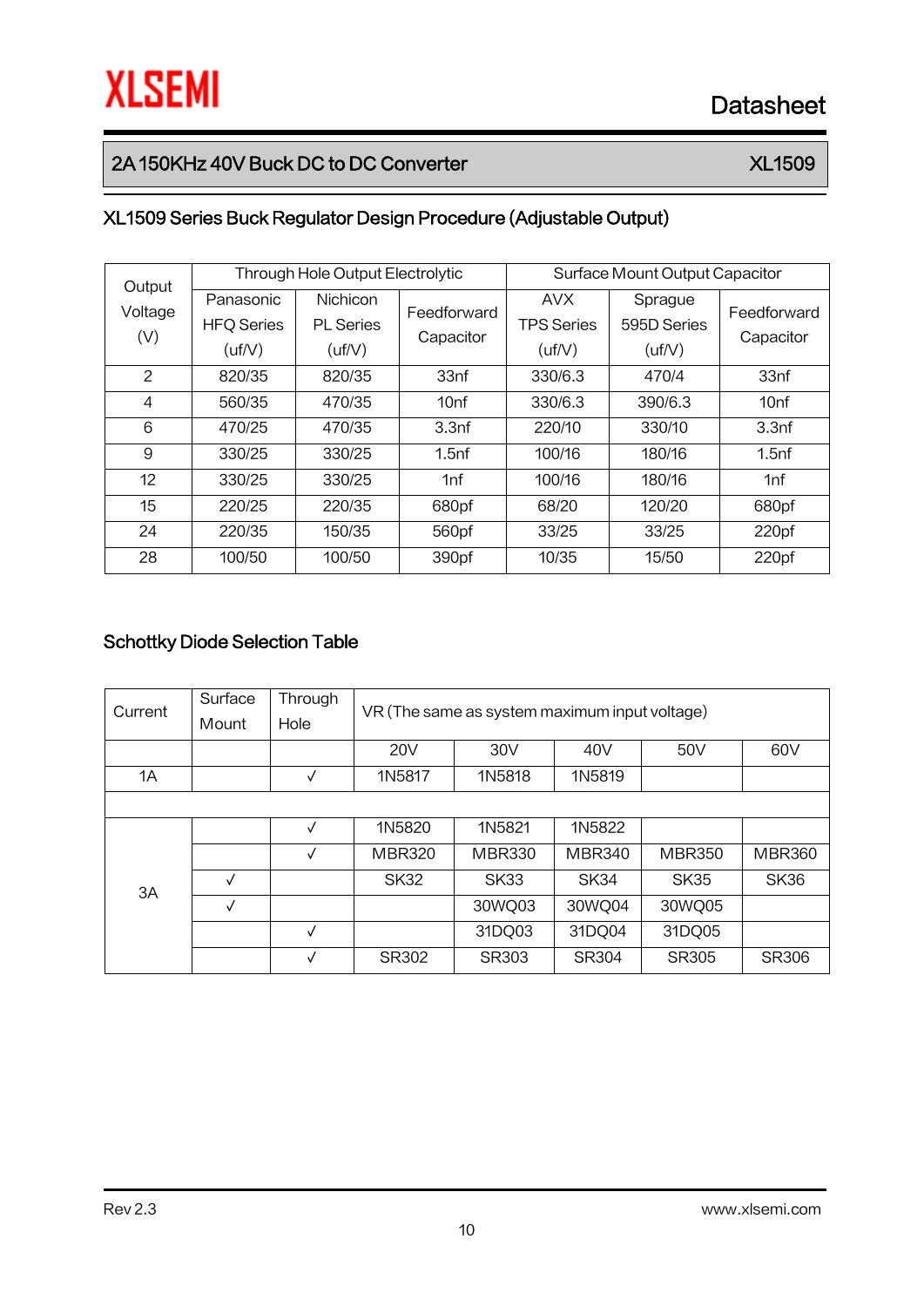## XL1509 Series Buck Regulator Design Procedure (Adjustable Output)

| Output Voltage (V) | Through Hole Output Electrolytic | | | Surface Mount Output Capacitor | | |
|---|---|---|---|---|---|---|
| | Panasonic HFQ Series (uf/V) | Nichicon PL Series (uf/V) | Feedforward Capacitor | AVX TPS Series (uf/V) | Sprague 595D Series (uf/V) | Feedforward Capacitor |
| 2 | 820/35 | 820/35 | 33nf | 330/6.3 | 470/4 | 33nf |
| 4 | 560/35 | 470/35 | 10nf | 330/6.3 | 390/6.3 | 10nf |
| 6 | 470/25 | 470/35 | 3.3nf | 220/10 | 330/10 | 3.3nf |
| 9 | 330/25 | 330/25 | 1.5nf | 100/16 | 180/16 | 1.5nf |
| 12 | 330/25 | 330/25 | 1nf | 100/16 | 180/16 | 1nf |
| 15 | 220/25 | 220/35 | 680pf | 68/20 | 120/20 | 680pf |
| 24 | 220/35 | 150/35 | 560pf | 33/25 | 33/25 | 220pf |
| 28 | 100/50 | 100/50 | 390pf | 10/35 | 15/50 | 220pf |

## Schottky Diode Selection Table

| Current | Surface Mount | Through Hole | VR (The same as system maximum input voltage) | | | | |
|---|---|---|---|---|---|---|---|
| | | | 20V | 30V | 40V | 50V | 60V |
| 1A | | √ | 1N5817 | 1N5818 | 1N5819 | | |
| | | | | | | | |
| 3A | | √ | 1N5820 | 1N5821 | 1N5822 | | |
| | | √ | MBR320 | MBR330 | MBR340 | MBR350 | MBR360 |
| | √ | | SK32 | SK33 | SK34 | SK35 | SK36 |
| | √ | | | 30WQ03 | 30WQ04 | 30WQ05 | |
| | | √ | | 31DQ03 | 31DQ04 | 31DQ05 | |
| | | √ | SR302 | SR303 | SR304 | SR305 | SR306 |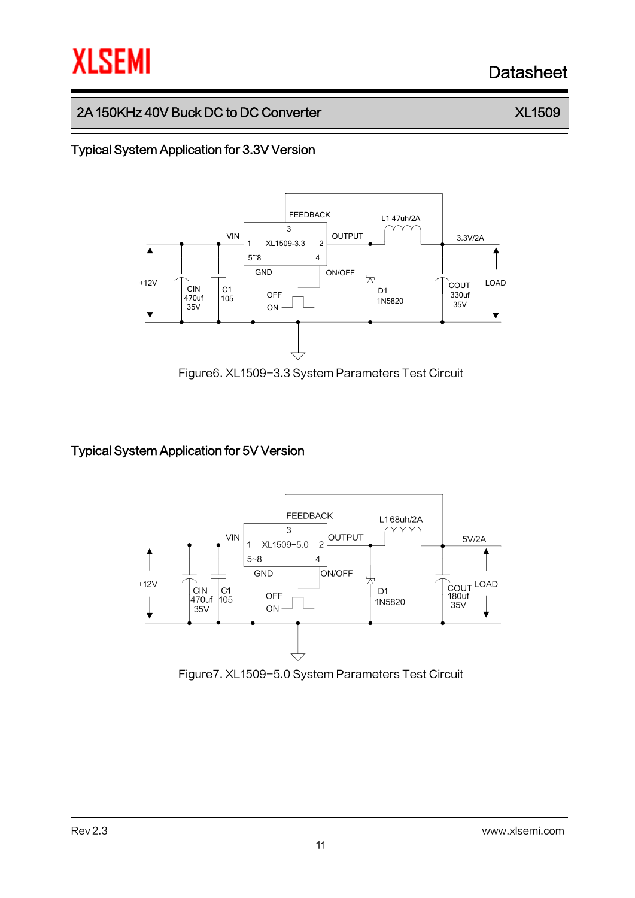## Typical System Application for 3.3V Version

Figure6. XL1509−3.3 System Parameters Test Circuit

## Typical System Application for 5V Version

Figure7. XL1509−5.0 System Parameters Test Circuit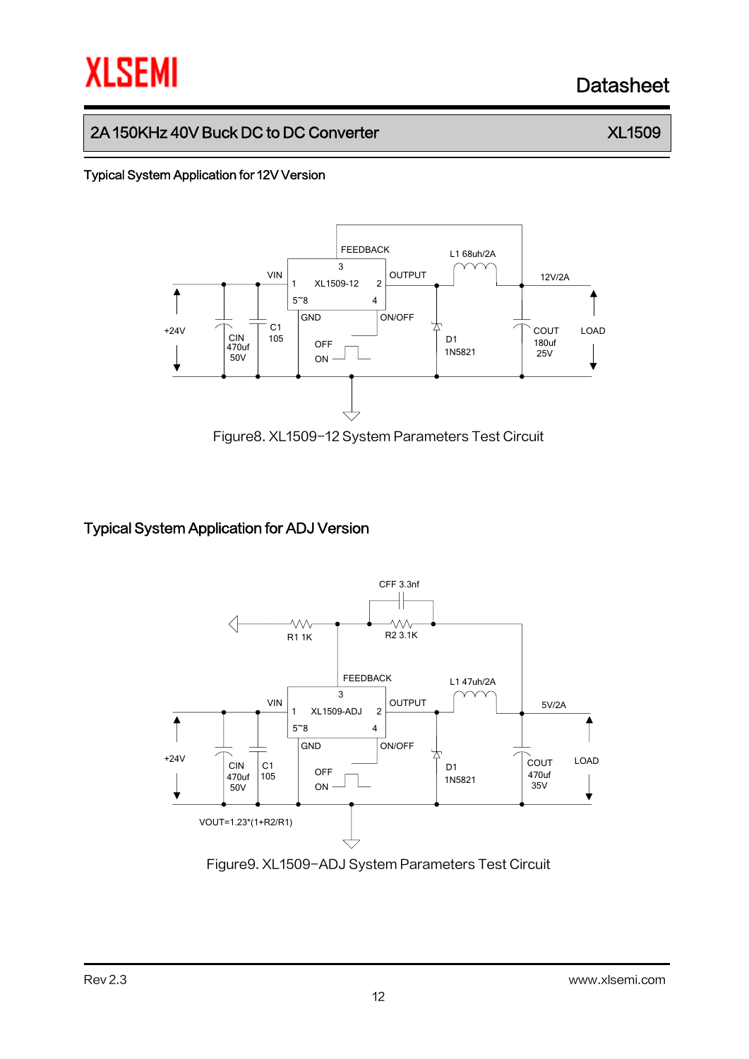### Typical System Application for 12V Version

FEEDBACK 3, XL1509-12, VIN 1, OUTPUT 2, 5~8, 4, GND, ON/OFF, L1 68uh/2A, 12V/2A, +24V, CIN 470uf 50V, C1 105, OFF, ON, D1 1N5821, COUT 180uf 25V, LOAD

Figure8. XL1509-12 System Parameters Test Circuit

## Typical System Application for ADJ Version

CFF 3.3nf, R1 1K, R2 3.1K, FEEDBACK 3, XL1509-ADJ, VIN 1, OUTPUT 2, 5~8, 4, GND, ON/OFF, L1 47uh/2A, 5V/2A, +24V, CIN 470uf 50V, C1 105, OFF, ON, D1 1N5821, COUT 470uf 35V, LOAD

VOUT=1.23*(1+R2/R1)

Figure9. XL1509-ADJ System Parameters Test Circuit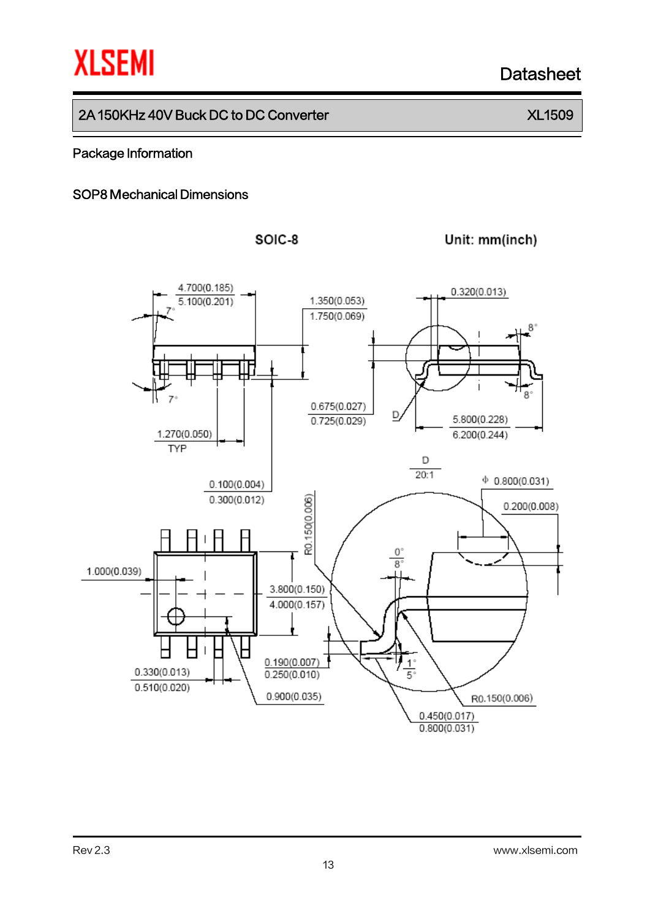## Package Information

### SOP8 Mechanical Dimensions

SOIC-8 Unit: mm(inch)

4.700(0.185)
5.100(0.201)

7°

7°

1.350(0.053)
1.750(0.069)

0.320(0.013)

8°

8°

0.675(0.027)
0.725(0.029)

D

5.800(0.228)
6.200(0.244)

1.270(0.050)
TYP

D
20:1

Φ 0.800(0.031)

0.200(0.008)

0.100(0.004)
0.300(0.012)

R0.150(0.006)

0°
8°

1.000(0.039)

3.800(0.150)
4.000(0.157)

0.190(0.007)
0.250(0.010)

1°
5°

0.330(0.013)
0.510(0.020)

0.900(0.035)

R0.150(0.006)

0.450(0.017)
0.800(0.031)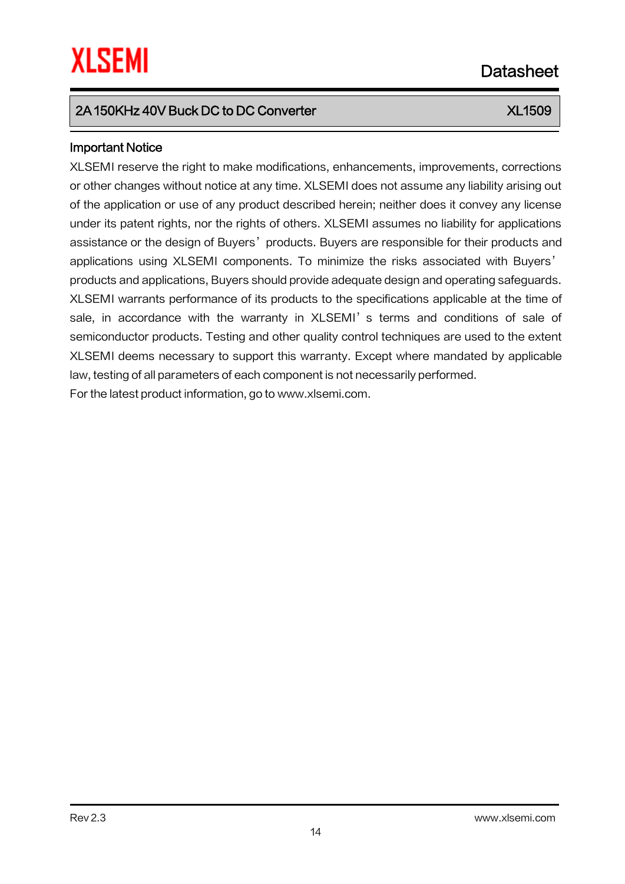## Important Notice

XLSEMI reserve the right to make modifications, enhancements, improvements, corrections or other changes without notice at any time. XLSEMI does not assume any liability arising out of the application or use of any product described herein; neither does it convey any license under its patent rights, nor the rights of others. XLSEMI assumes no liability for applications assistance or the design of Buyers' products. Buyers are responsible for their products and applications using XLSEMI components. To minimize the risks associated with Buyers' products and applications, Buyers should provide adequate design and operating safeguards. XLSEMI warrants performance of its products to the specifications applicable at the time of sale, in accordance with the warranty in XLSEMI's terms and conditions of sale of semiconductor products. Testing and other quality control techniques are used to the extent XLSEMI deems necessary to support this warranty. Except where mandated by applicable law, testing of all parameters of each component is not necessarily performed.

For the latest product information, go to www.xlsemi.com.